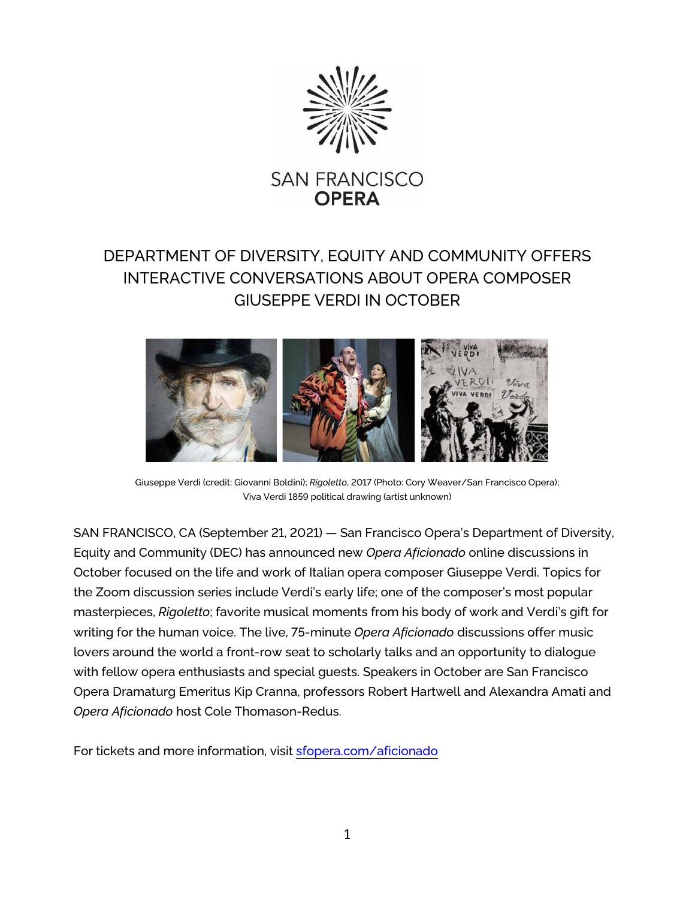SAN FRANCISCO
OPERA

# DEPARTMENT OF DIVERSITY, EQUITY AND COMMUNITY OFFERS INTERACTIVE CONVERSATIONS ABOUT OPERA COMPOSER GIUSEPPE VERDI IN OCTOBER

Giuseppe Verdi (credit: Giovanni Boldini); *Rigoletto*, 2017 (Photo: Cory Weaver/San Francisco Opera); Viva Verdi 1859 political drawing (artist unknown)

SAN FRANCISCO, CA (September 21, 2021) — San Francisco Opera's Department of Diversity, Equity and Community (DEC) has announced new *Opera Aficionado* online discussions in October focused on the life and work of Italian opera composer Giuseppe Verdi. Topics for the Zoom discussion series include Verdi's early life; one of the composer's most popular masterpieces, *Rigoletto*; favorite musical moments from his body of work and Verdi's gift for writing for the human voice. The live, 75-minute *Opera Aficionado* discussions offer music lovers around the world a front-row seat to scholarly talks and an opportunity to dialogue with fellow opera enthusiasts and special guests. Speakers in October are San Francisco Opera Dramaturg Emeritus Kip Cranna, professors Robert Hartwell and Alexandra Amati and *Opera Aficionado* host Cole Thomason-Redus.

For tickets and more information, visit sfopera.com/aficionado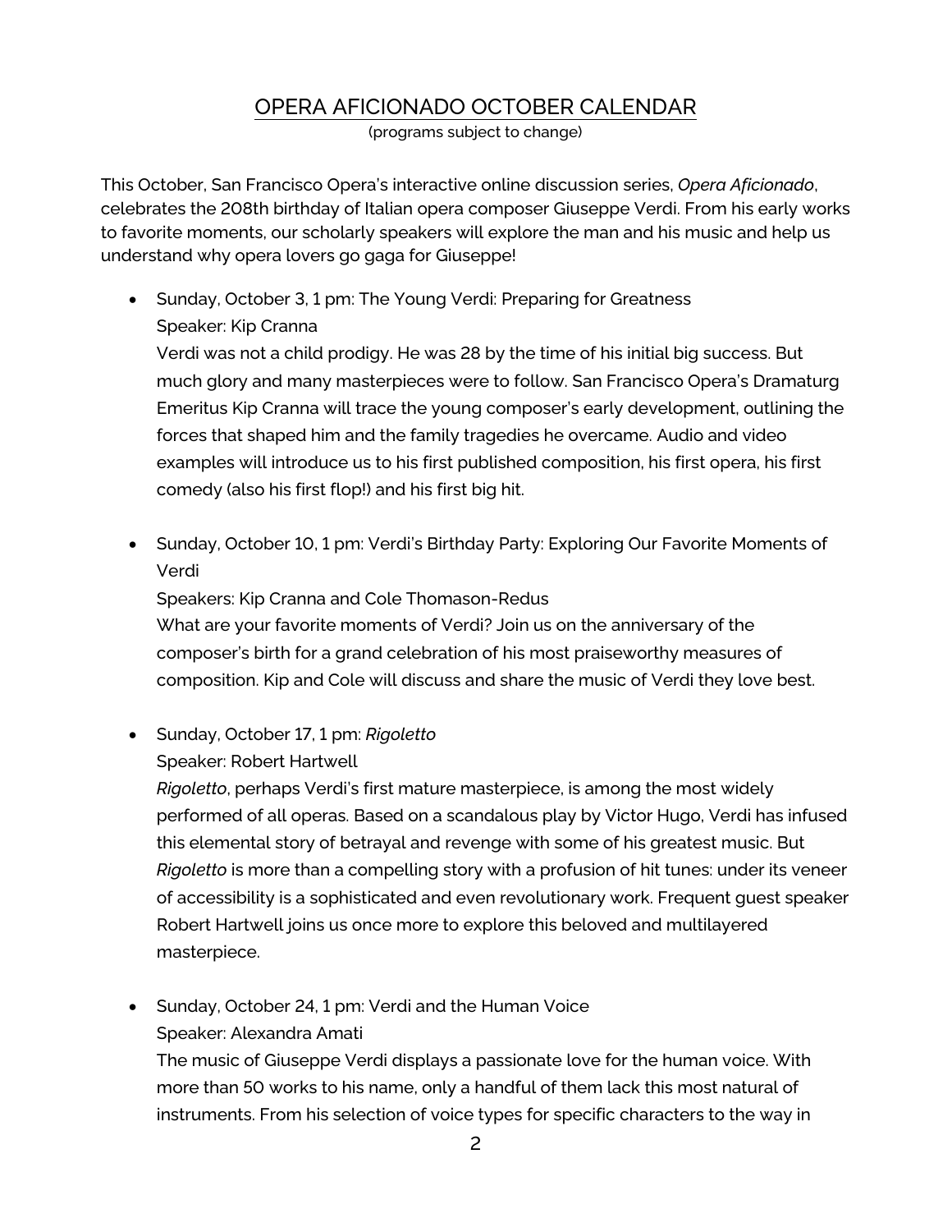# OPERA AFICIONADO OCTOBER CALENDAR

(programs subject to change)

This October, San Francisco Opera's interactive online discussion series, *Opera Aficionado*, celebrates the 208th birthday of Italian opera composer Giuseppe Verdi. From his early works to favorite moments, our scholarly speakers will explore the man and his music and help us understand why opera lovers go gaga for Giuseppe!

- Sunday, October 3, 1 pm: The Young Verdi: Preparing for Greatness
  Speaker: Kip Cranna
  Verdi was not a child prodigy. He was 28 by the time of his initial big success. But much glory and many masterpieces were to follow. San Francisco Opera's Dramaturg Emeritus Kip Cranna will trace the young composer's early development, outlining the forces that shaped him and the family tragedies he overcame. Audio and video examples will introduce us to his first published composition, his first opera, his first comedy (also his first flop!) and his first big hit.

- Sunday, October 10, 1 pm: Verdi's Birthday Party: Exploring Our Favorite Moments of Verdi
  Speakers: Kip Cranna and Cole Thomason-Redus
  What are your favorite moments of Verdi? Join us on the anniversary of the composer's birth for a grand celebration of his most praiseworthy measures of composition. Kip and Cole will discuss and share the music of Verdi they love best.

- Sunday, October 17, 1 pm: *Rigoletto*
  Speaker: Robert Hartwell
  *Rigoletto*, perhaps Verdi's first mature masterpiece, is among the most widely performed of all operas. Based on a scandalous play by Victor Hugo, Verdi has infused this elemental story of betrayal and revenge with some of his greatest music. But *Rigoletto* is more than a compelling story with a profusion of hit tunes: under its veneer of accessibility is a sophisticated and even revolutionary work. Frequent guest speaker Robert Hartwell joins us once more to explore this beloved and multilayered masterpiece.

- Sunday, October 24, 1 pm: Verdi and the Human Voice
  Speaker: Alexandra Amati
  The music of Giuseppe Verdi displays a passionate love for the human voice. With more than 50 works to his name, only a handful of them lack this most natural of instruments. From his selection of voice types for specific characters to the way in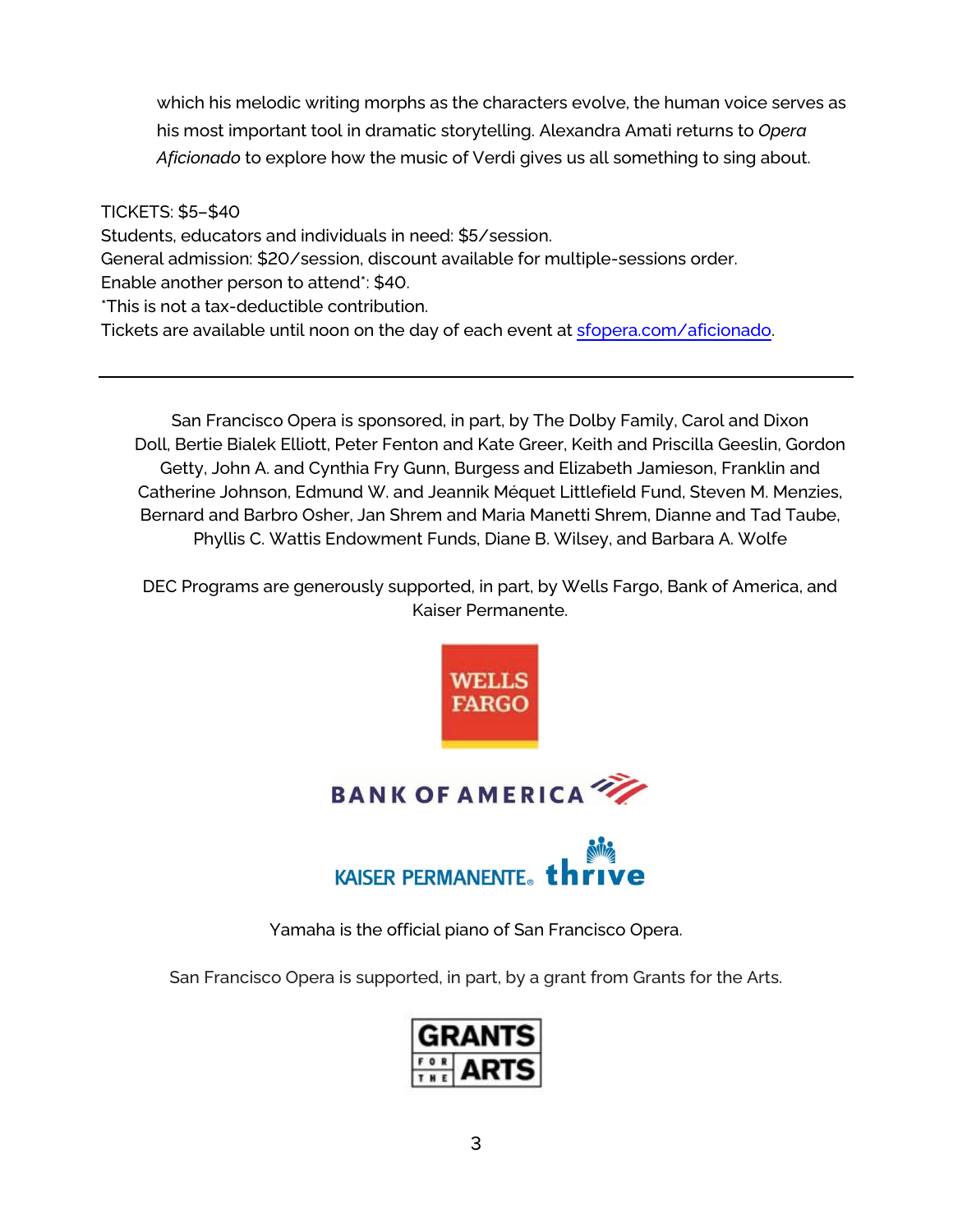which his melodic writing morphs as the characters evolve, the human voice serves as his most important tool in dramatic storytelling. Alexandra Amati returns to *Opera Aficionado* to explore how the music of Verdi gives us all something to sing about.

TICKETS: $5–$40
Students, educators and individuals in need: $5/session.
General admission: $20/session, discount available for multiple-sessions order.
Enable another person to attend*: $40.
*This is not a tax-deductible contribution.
Tickets are available until noon on the day of each event at [sfopera.com/aficionado](sfopera.com/aficionado).

---

San Francisco Opera is sponsored, in part, by The Dolby Family, Carol and Dixon Doll, Bertie Bialek Elliott, Peter Fenton and Kate Greer, Keith and Priscilla Geeslin, Gordon Getty, John A. and Cynthia Fry Gunn, Burgess and Elizabeth Jamieson, Franklin and Catherine Johnson, Edmund W. and Jeannik Méquet Littlefield Fund, Steven M. Menzies, Bernard and Barbro Osher, Jan Shrem and Maria Manetti Shrem, Dianne and Tad Taube, Phyllis C. Wattis Endowment Funds, Diane B. Wilsey, and Barbara A. Wolfe

DEC Programs are generously supported, in part, by Wells Fargo, Bank of America, and Kaiser Permanente.

WELLS FARGO

BANK OF AMERICA

KAISER PERMANENTE® thrive

Yamaha is the official piano of San Francisco Opera.

San Francisco Opera is supported, in part, by a grant from Grants for the Arts.

GRANTS FOR THE ARTS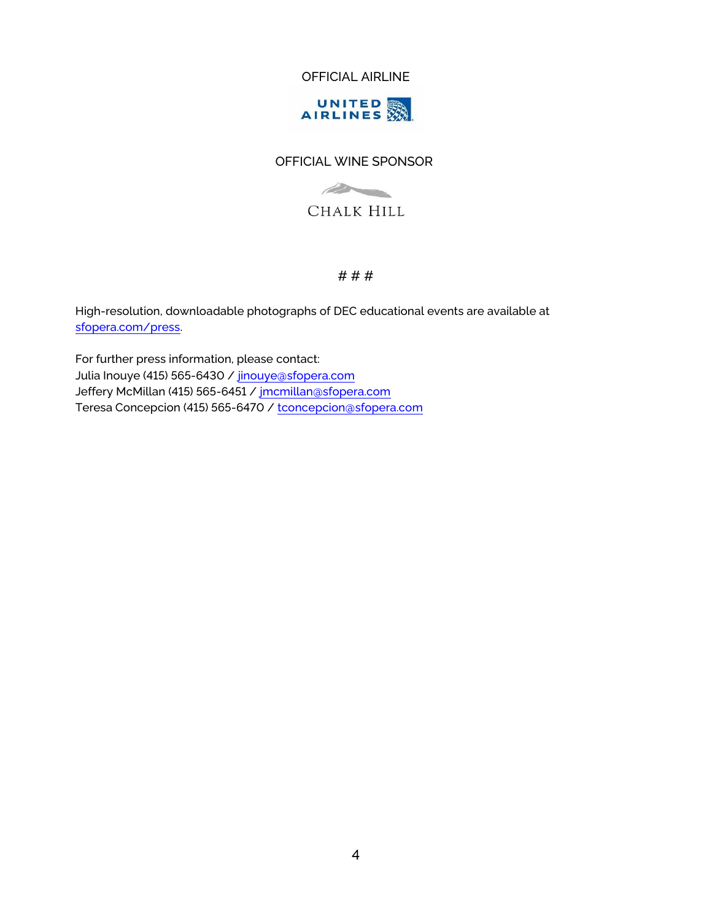OFFICIAL AIRLINE

UNITED AIRLINES

OFFICIAL WINE SPONSOR

CHALK HILL

# # #

High-resolution, downloadable photographs of DEC educational events are available at sfopera.com/press.

For further press information, please contact:
Julia Inouye (415) 565-6430 / jinouye@sfopera.com
Jeffery McMillan (415) 565-6451 / jmcmillan@sfopera.com
Teresa Concepcion (415) 565-6470 / tconcepcion@sfopera.com